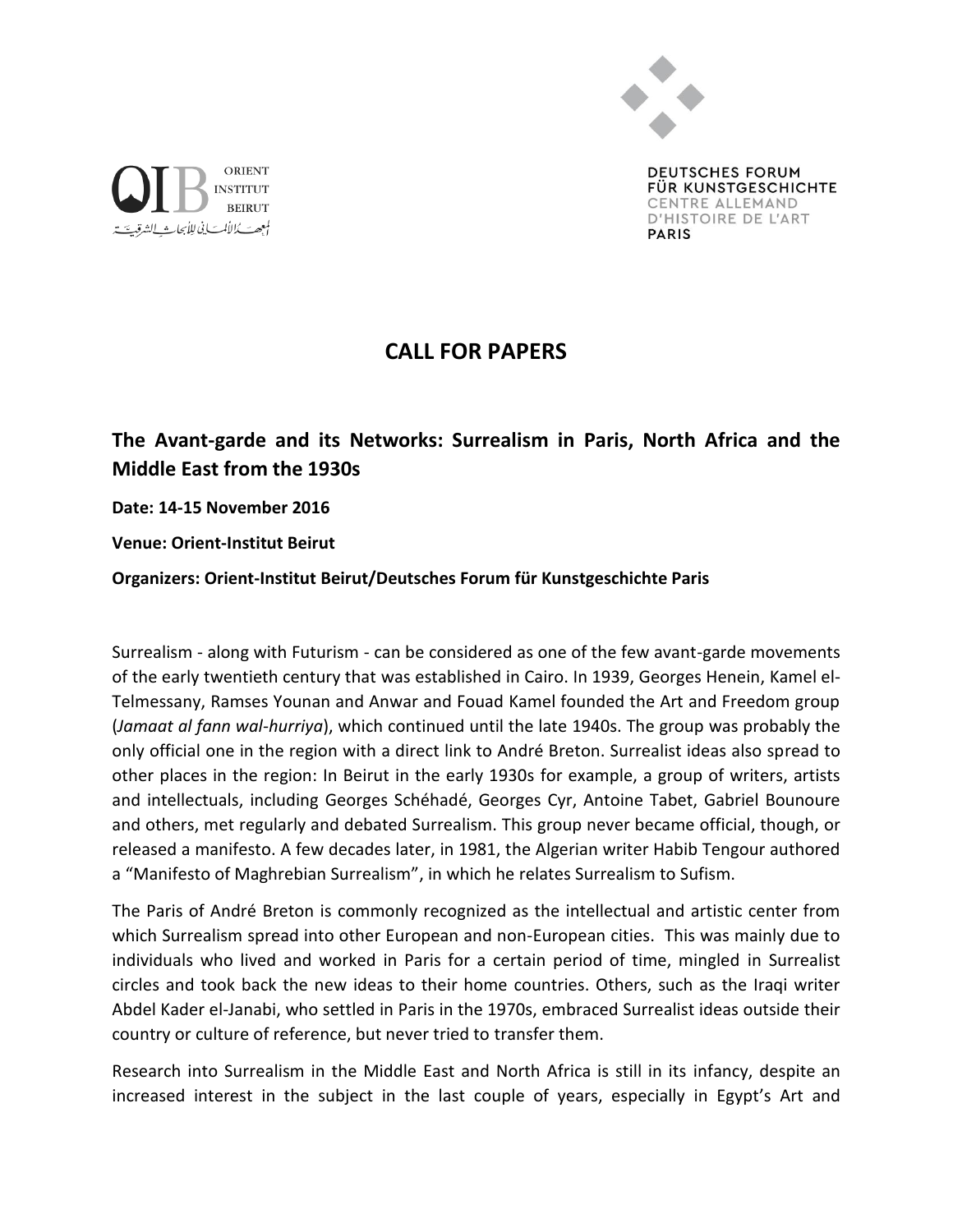ORIENT INSTITUT BEIRUT

المعهد الألماني للأبحاث الشرقية

DEUTSCHES FORUM FÜR KUNSTGESCHICHTE
CENTRE ALLEMAND D'HISTOIRE DE L'ART
PARIS

# CALL FOR PAPERS

## The Avant-garde and its Networks: Surrealism in Paris, North Africa and the Middle East from the 1930s

**Date: 14-15 November 2016**

**Venue: Orient-Institut Beirut**

**Organizers: Orient-Institut Beirut/Deutsches Forum für Kunstgeschichte Paris**

Surrealism - along with Futurism - can be considered as one of the few avant-garde movements of the early twentieth century that was established in Cairo. In 1939, Georges Henein, Kamel el-Telmessany, Ramses Younan and Anwar and Fouad Kamel founded the Art and Freedom group (*Jamaat al fann wal-hurriya*), which continued until the late 1940s. The group was probably the only official one in the region with a direct link to André Breton. Surrealist ideas also spread to other places in the region: In Beirut in the early 1930s for example, a group of writers, artists and intellectuals, including Georges Schéhadé, Georges Cyr, Antoine Tabet, Gabriel Bounoure and others, met regularly and debated Surrealism. This group never became official, though, or released a manifesto. A few decades later, in 1981, the Algerian writer Habib Tengour authored a "Manifesto of Maghrebian Surrealism", in which he relates Surrealism to Sufism.

The Paris of André Breton is commonly recognized as the intellectual and artistic center from which Surrealism spread into other European and non-European cities. This was mainly due to individuals who lived and worked in Paris for a certain period of time, mingled in Surrealist circles and took back the new ideas to their home countries. Others, such as the Iraqi writer Abdel Kader el-Janabi, who settled in Paris in the 1970s, embraced Surrealist ideas outside their country or culture of reference, but never tried to transfer them.

Research into Surrealism in the Middle East and North Africa is still in its infancy, despite an increased interest in the subject in the last couple of years, especially in Egypt's Art and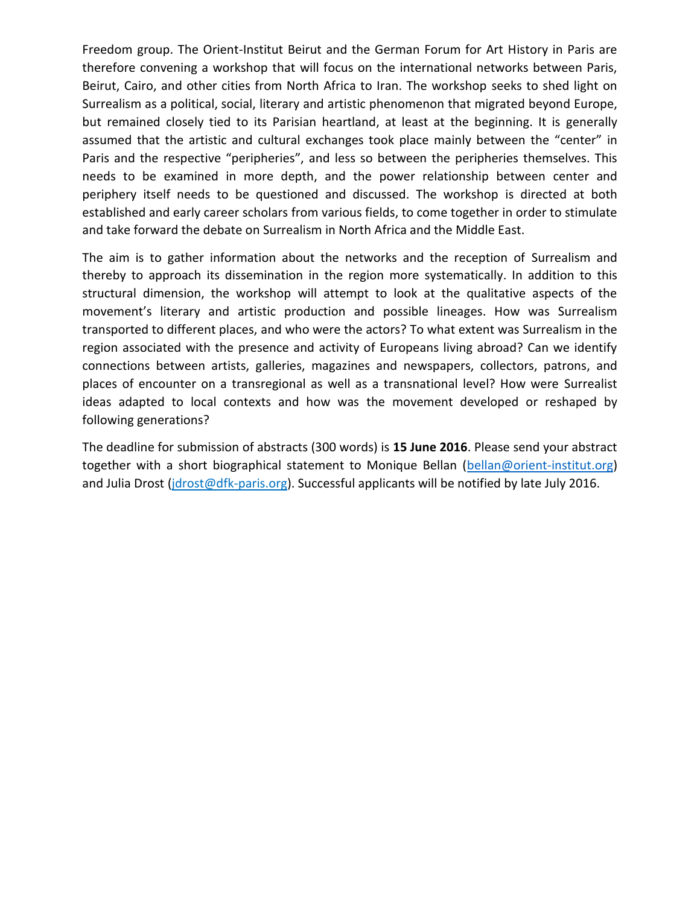Freedom group. The Orient-Institut Beirut and the German Forum for Art History in Paris are therefore convening a workshop that will focus on the international networks between Paris, Beirut, Cairo, and other cities from North Africa to Iran. The workshop seeks to shed light on Surrealism as a political, social, literary and artistic phenomenon that migrated beyond Europe, but remained closely tied to its Parisian heartland, at least at the beginning. It is generally assumed that the artistic and cultural exchanges took place mainly between the "center" in Paris and the respective "peripheries", and less so between the peripheries themselves. This needs to be examined in more depth, and the power relationship between center and periphery itself needs to be questioned and discussed. The workshop is directed at both established and early career scholars from various fields, to come together in order to stimulate and take forward the debate on Surrealism in North Africa and the Middle East.

The aim is to gather information about the networks and the reception of Surrealism and thereby to approach its dissemination in the region more systematically. In addition to this structural dimension, the workshop will attempt to look at the qualitative aspects of the movement's literary and artistic production and possible lineages. How was Surrealism transported to different places, and who were the actors? To what extent was Surrealism in the region associated with the presence and activity of Europeans living abroad? Can we identify connections between artists, galleries, magazines and newspapers, collectors, patrons, and places of encounter on a transregional as well as a transnational level? How were Surrealist ideas adapted to local contexts and how was the movement developed or reshaped by following generations?

The deadline for submission of abstracts (300 words) is **15 June 2016**. Please send your abstract together with a short biographical statement to Monique Bellan (bellan@orient-institut.org) and Julia Drost (jdrost@dfk-paris.org). Successful applicants will be notified by late July 2016.